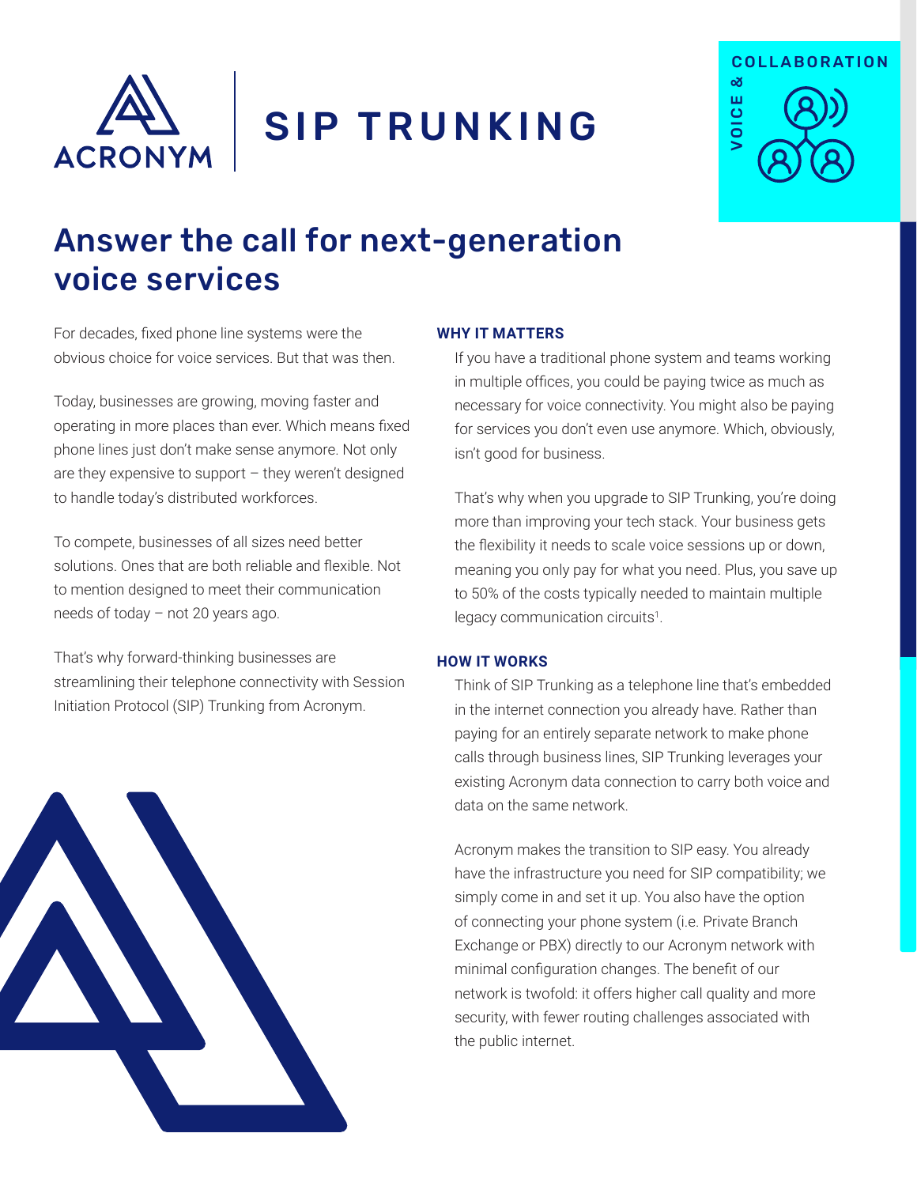# SIP TRUNKING

VOICE & COLLABORATION

## Answer the call for next-generation voice services

For decades, fixed phone line systems were the obvious choice for voice services. But that was then.

Today, businesses are growing, moving faster and operating in more places than ever. Which means fixed phone lines just don't make sense anymore. Not only are they expensive to support – they weren't designed to handle today's distributed workforces.

To compete, businesses of all sizes need better solutions. Ones that are both reliable and flexible. Not to mention designed to meet their communication needs of today – not 20 years ago.

That's why forward-thinking businesses are streamlining their telephone connectivity with Session Initiation Protocol (SIP) Trunking from Acronym.

### WHY IT MATTERS

If you have a traditional phone system and teams working in multiple offices, you could be paying twice as much as necessary for voice connectivity. You might also be paying for services you don't even use anymore. Which, obviously, isn't good for business.

That's why when you upgrade to SIP Trunking, you're doing more than improving your tech stack. Your business gets the flexibility it needs to scale voice sessions up or down, meaning you only pay for what you need. Plus, you save up to 50% of the costs typically needed to maintain multiple legacy communication circuits[1].

### HOW IT WORKS

Think of SIP Trunking as a telephone line that's embedded in the internet connection you already have. Rather than paying for an entirely separate network to make phone calls through business lines, SIP Trunking leverages your existing Acronym data connection to carry both voice and data on the same network.

Acronym makes the transition to SIP easy. You already have the infrastructure you need for SIP compatibility; we simply come in and set it up. You also have the option of connecting your phone system (i.e. Private Branch Exchange or PBX) directly to our Acronym network with minimal configuration changes. The benefit of our network is twofold: it offers higher call quality and more security, with fewer routing challenges associated with the public internet.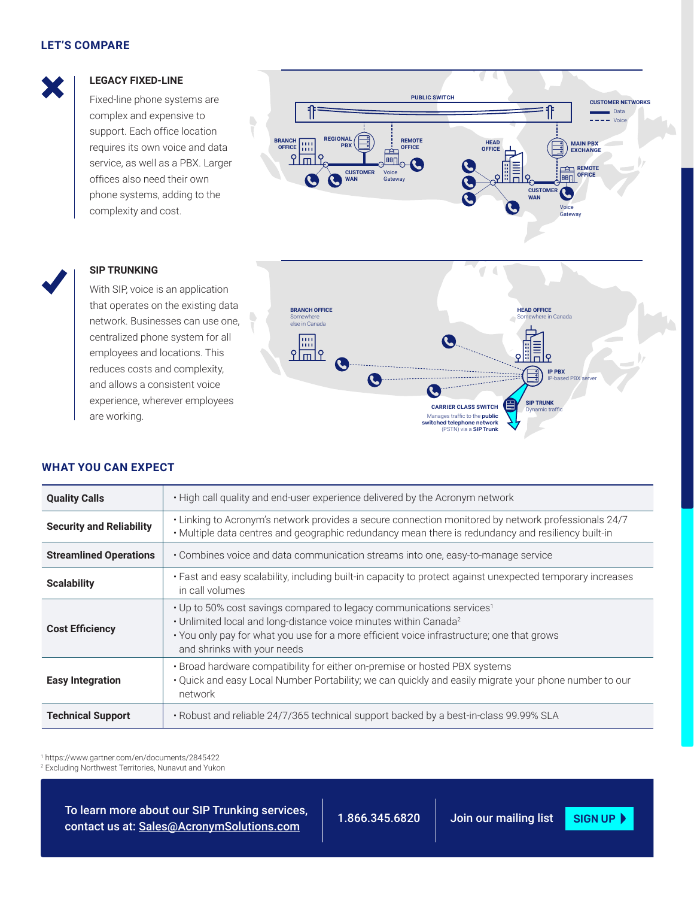## LET'S COMPARE

### LEGACY FIXED-LINE

Fixed-line phone systems are complex and expensive to support. Each office location requires its own voice and data service, as well as a PBX. Larger offices also need their own phone systems, adding to the complexity and cost.

PUBLIC SWITCH

CUSTOMER NETWORKS

Data

Voice

BRANCH OFFICE

REGIONAL PBX

REMOTE OFFICE

CUSTOMER WAN

Voice Gateway

HEAD OFFICE

MAIN PBX EXCHANGE

REMOTE OFFICE

CUSTOMER WAN

Voice Gateway

### SIP TRUNKING

With SIP, voice is an application that operates on the existing data network. Businesses can use one, centralized phone system for all employees and locations. This reduces costs and complexity, and allows a consistent voice experience, wherever employees are working.

BRANCH OFFICE
Somewhere else in Canada

HEAD OFFICE
Somewhere in Canada

IP PBX
IP-based PBX server

SIP TRUNK
Dynamic traffic

CARRIER CLASS SWITCH
Manages traffic to the public switched telephone network (PSTN) via a SIP Trunk

## WHAT YOU CAN EXPECT

| | |
|---|---|
| **Quality Calls** | • High call quality and end-user experience delivered by the Acronym network |
| **Security and Reliability** | • Linking to Acronym's network provides a secure connection monitored by network professionals 24/7<br>• Multiple data centres and geographic redundancy mean there is redundancy and resiliency built-in |
| **Streamlined Operations** | • Combines voice and data communication streams into one, easy-to-manage service |
| **Scalability** | • Fast and easy scalability, including built-in capacity to protect against unexpected temporary increases in call volumes |
| **Cost Efficiency** | • Up to 50% cost savings compared to legacy communications services[1]<br>• Unlimited local and long-distance voice minutes within Canada[2]<br>• You only pay for what you use for a more efficient voice infrastructure; one that grows and shrinks with your needs |
| **Easy Integration** | • Broad hardware compatibility for either on-premise or hosted PBX systems<br>• Quick and easy Local Number Portability; we can quickly and easily migrate your phone number to our network |
| **Technical Support** | • Robust and reliable 24/7/365 technical support backed by a best-in-class 99.99% SLA |

[1] https://www.gartner.com/en/documents/2845422
[2] Excluding Northwest Territories, Nunavut and Yukon

To learn more about our SIP Trunking services, contact us at: Sales@AcronymSolutions.com

1.866.345.6820

Join our mailing list **SIGN UP**